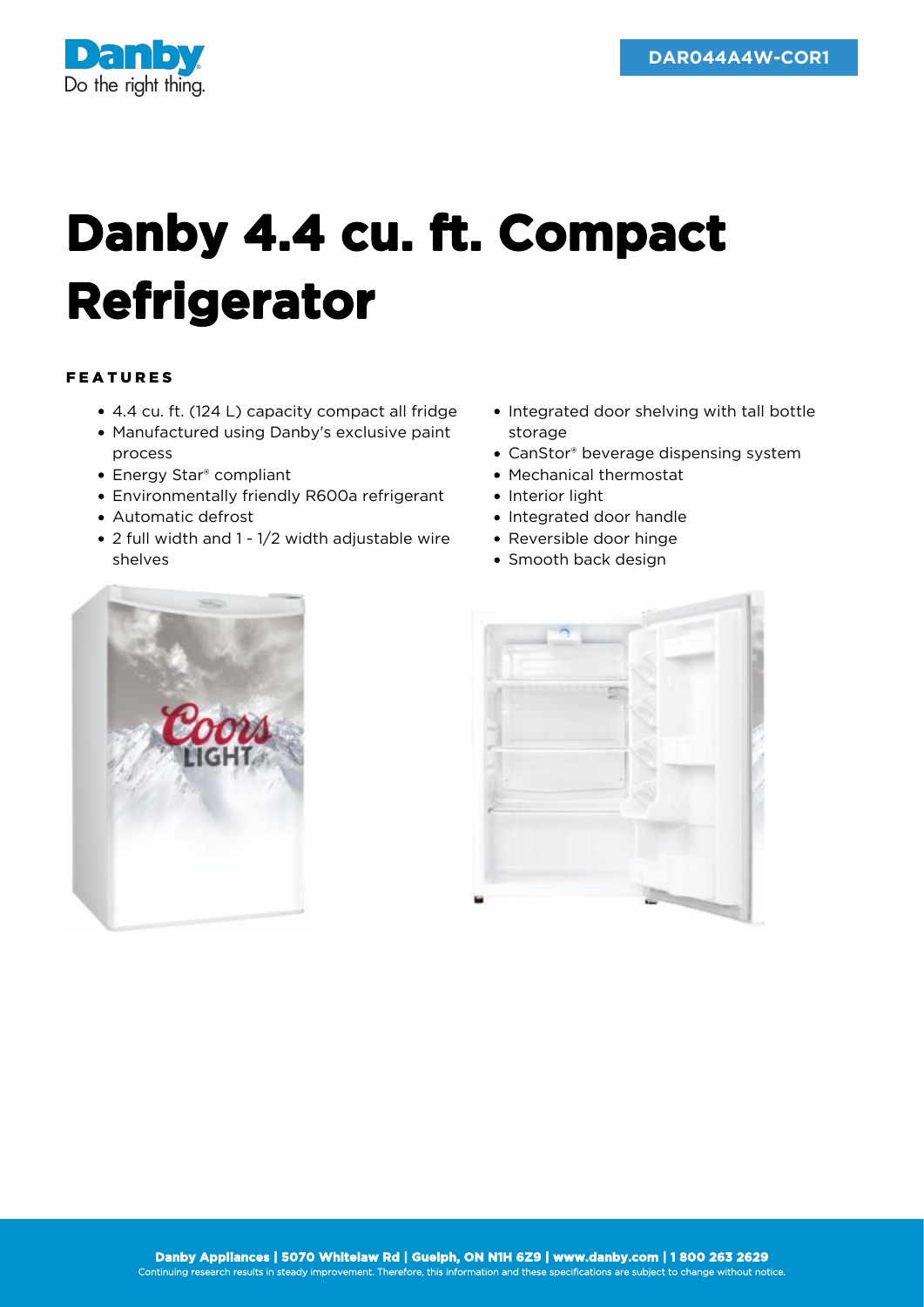DAR044A4W-COR1

# Danby 4.4 cu. ft. Compact Refrigerator

## FEATURES

- 4.4 cu. ft. (124 L) capacity compact all fridge
- Manufactured using Danby's exclusive paint process
- Energy Star® compliant
- Environmentally friendly R600a refrigerant
- Automatic defrost
- 2 full width and 1 - 1/2 width adjustable wire shelves
- Integrated door shelving with tall bottle storage
- CanStor® beverage dispensing system
- Mechanical thermostat
- Interior light
- Integrated door handle
- Reversible door hinge
- Smooth back design

**Danby Appliances | 5070 Whitelaw Rd | Guelph, ON N1H 6Z9 | www.danby.com | 1 800 263 2629**

Continuing research results in steady improvement. Therefore, this information and these specifications are subject to change without notice.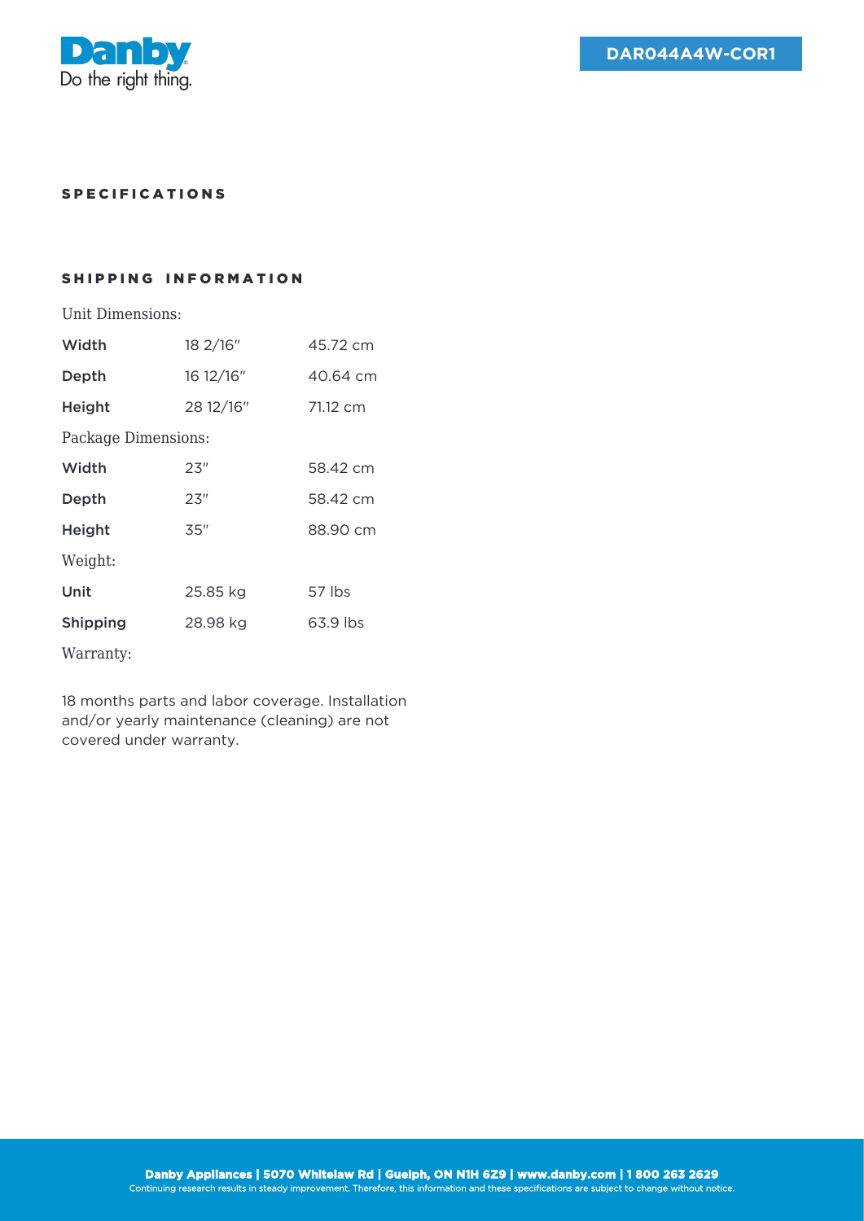## SPECIFICATIONS

### SHIPPING INFORMATION

Unit Dimensions:

| | | |
|---|---|---|
| **Width** | 18 2/16" | 45.72 cm |
| **Depth** | 16 12/16" | 40.64 cm |
| **Height** | 28 12/16" | 71.12 cm |

Package Dimensions:

| | | |
|---|---|---|
| **Width** | 23" | 58.42 cm |
| **Depth** | 23" | 58.42 cm |
| **Height** | 35" | 88.90 cm |

Weight:

| | | |
|---|---|---|
| **Unit** | 25.85 kg | 57 lbs |
| **Shipping** | 28.98 kg | 63.9 lbs |

Warranty:

18 months parts and labor coverage. Installation and/or yearly maintenance (cleaning) are not covered under warranty.